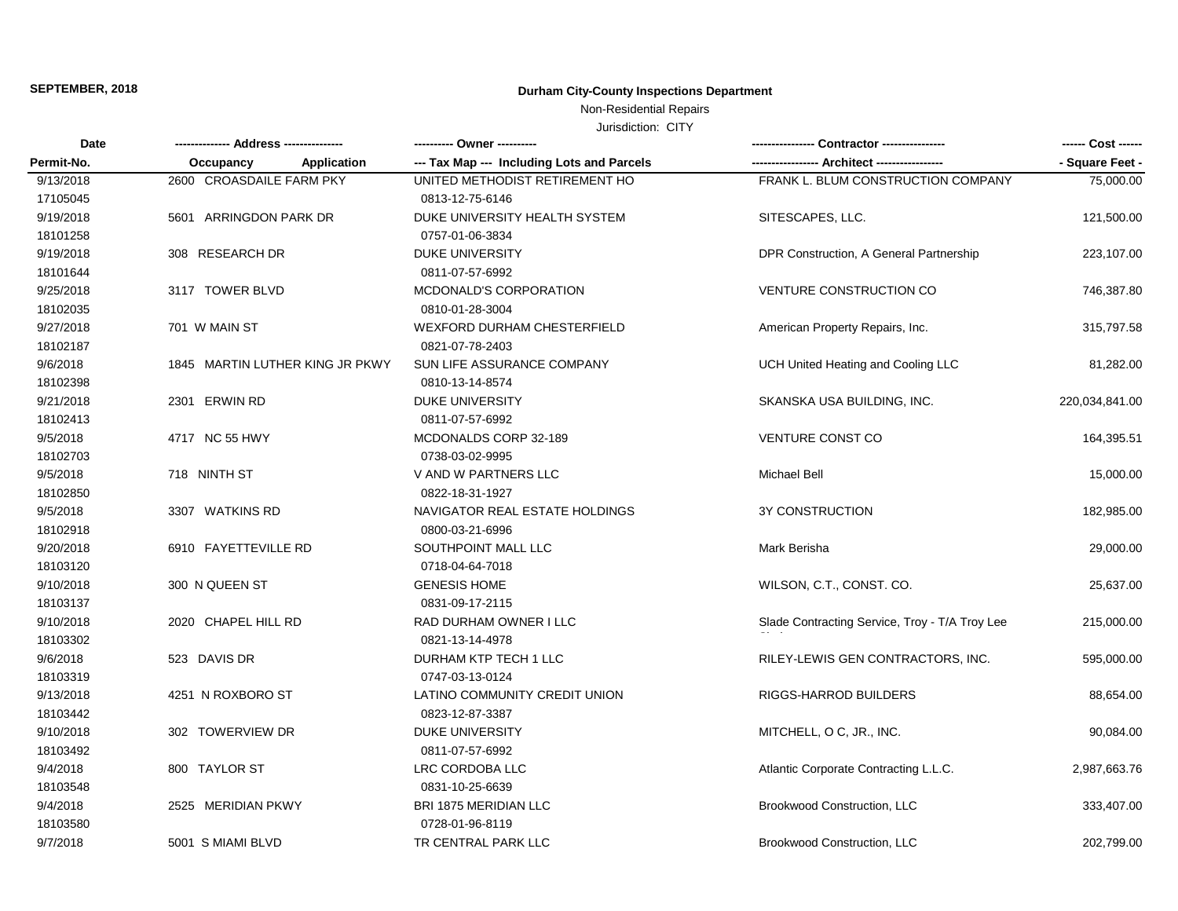**SEPTEMBER, 2018**

## Durham City-County Inspections Department

Non-Residential Repairs

Jurisdiction: CITY

| Date / Permit-No. | Address / Occupancy / Application | Owner / Tax Map --- Including Lots and Parcels | Contractor / Architect | Cost / Square Feet |
|---|---|---|---|---|
| 9/13/2018<br>17105045 | 2600 CROASDAILE FARM PKY | UNITED METHODIST RETIREMENT HO<br>0813-12-75-6146 | FRANK L. BLUM CONSTRUCTION COMPANY | 75,000.00 |
| 9/19/2018<br>18101258 | 5601 ARRINGDON PARK DR | DUKE UNIVERSITY HEALTH SYSTEM<br>0757-01-06-3834 | SITESCAPES, LLC. | 121,500.00 |
| 9/19/2018<br>18101644 | 308 RESEARCH DR | DUKE UNIVERSITY<br>0811-07-57-6992 | DPR Construction, A General Partnership | 223,107.00 |
| 9/25/2018<br>18102035 | 3117 TOWER BLVD | MCDONALD'S CORPORATION<br>0810-01-28-3004 | VENTURE CONSTRUCTION CO | 746,387.80 |
| 9/27/2018<br>18102187 | 701 W MAIN ST | WEXFORD DURHAM CHESTERFIELD<br>0821-07-78-2403 | American Property Repairs, Inc. | 315,797.58 |
| 9/6/2018<br>18102398 | 1845 MARTIN LUTHER KING JR PKWY | SUN LIFE ASSURANCE COMPANY<br>0810-13-14-8574 | UCH United Heating and Cooling LLC | 81,282.00 |
| 9/21/2018<br>18102413 | 2301 ERWIN RD | DUKE UNIVERSITY<br>0811-07-57-6992 | SKANSKA USA BUILDING, INC. | 220,034,841.00 |
| 9/5/2018<br>18102703 | 4717 NC 55 HWY | MCDONALDS CORP 32-189<br>0738-03-02-9995 | VENTURE CONST CO | 164,395.51 |
| 9/5/2018<br>18102850 | 718 NINTH ST | V AND W PARTNERS LLC<br>0822-18-31-1927 | Michael Bell | 15,000.00 |
| 9/5/2018<br>18102918 | 3307 WATKINS RD | NAVIGATOR REAL ESTATE HOLDINGS<br>0800-03-21-6996 | 3Y CONSTRUCTION | 182,985.00 |
| 9/20/2018<br>18103120 | 6910 FAYETTEVILLE RD | SOUTHPOINT MALL LLC<br>0718-04-64-7018 | Mark Berisha | 29,000.00 |
| 9/10/2018<br>18103137 | 300 N QUEEN ST | GENESIS HOME<br>0831-09-17-2115 | WILSON, C.T., CONST. CO. | 25,637.00 |
| 9/10/2018<br>18103302 | 2020 CHAPEL HILL RD | RAD DURHAM OWNER I LLC<br>0821-13-14-4978 | Slade Contracting Service, Troy - T/A Troy Lee | 215,000.00 |
| 9/6/2018<br>18103319 | 523 DAVIS DR | DURHAM KTP TECH 1 LLC<br>0747-03-13-0124 | RILEY-LEWIS GEN CONTRACTORS, INC. | 595,000.00 |
| 9/13/2018<br>18103442 | 4251 N ROXBORO ST | LATINO COMMUNITY CREDIT UNION<br>0823-12-87-3387 | RIGGS-HARROD BUILDERS | 88,654.00 |
| 9/10/2018<br>18103492 | 302 TOWERVIEW DR | DUKE UNIVERSITY<br>0811-07-57-6992 | MITCHELL, O C, JR., INC. | 90,084.00 |
| 9/4/2018<br>18103548 | 800 TAYLOR ST | LRC CORDOBA LLC<br>0831-10-25-6639 | Atlantic Corporate Contracting L.L.C. | 2,987,663.76 |
| 9/4/2018<br>18103580 | 2525 MERIDIAN PKWY | BRI 1875 MERIDIAN LLC<br>0728-01-96-8119 | Brookwood Construction, LLC | 333,407.00 |
| 9/7/2018 | 5001 S MIAMI BLVD | TR CENTRAL PARK LLC | Brookwood Construction, LLC | 202,799.00 |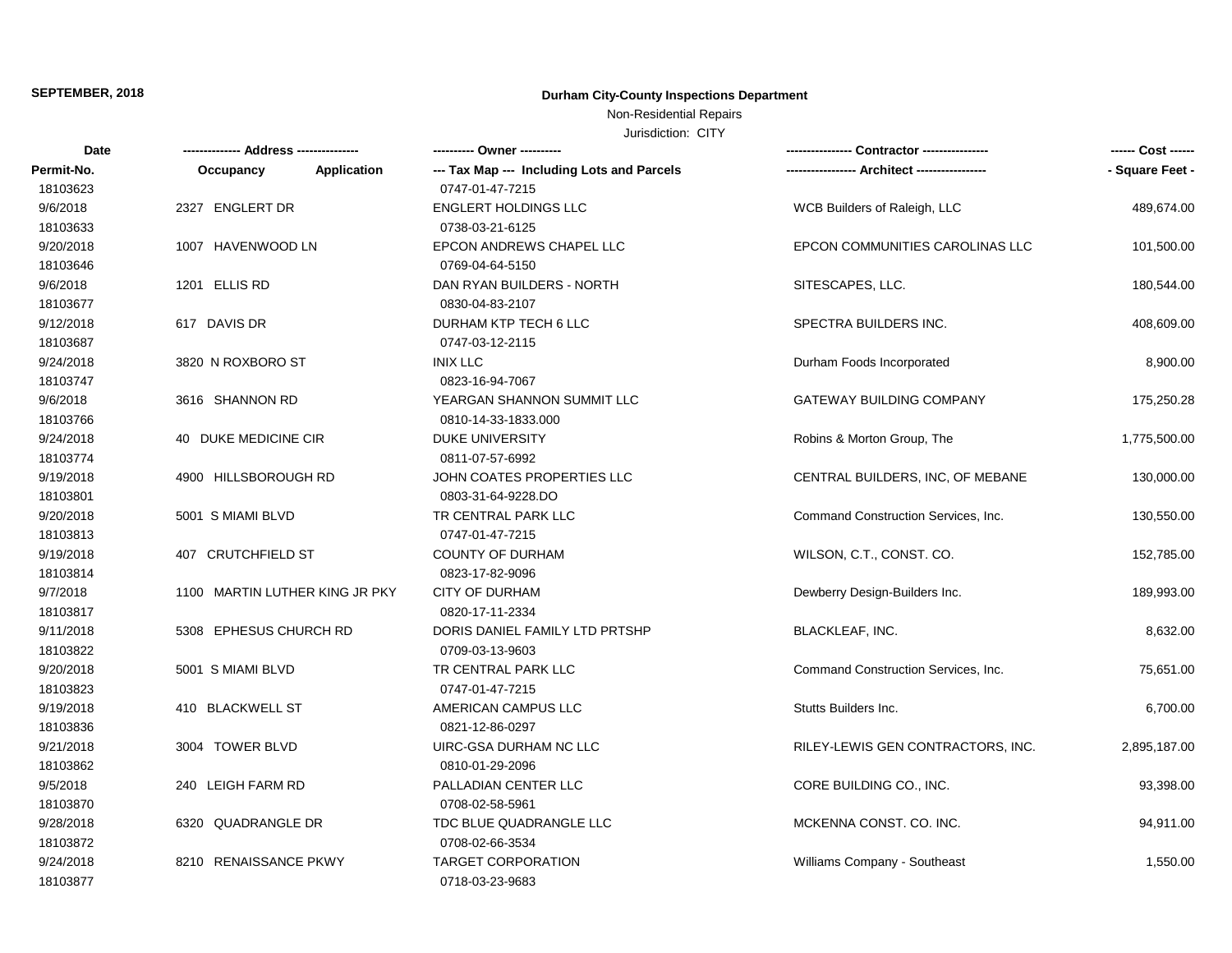**SEPTEMBER, 2018**

**Durham City-County Inspections Department**

Non-Residential Repairs

Jurisdiction: CITY

| Date<br>Permit-No. | ------------- Address --------------<br>Occupancy Application | ---------- Owner ----------<br>--- Tax Map --- Including Lots and Parcels | --------------- Contractor ---------------<br>---------------- Architect ---------------- | ------ Cost ------<br>- Square Feet - |
|---|---|---|---|---|
| 18103623 | | 0747-01-47-7215 | | |
| 9/6/2018 | 2327 ENGLERT DR | ENGLERT HOLDINGS LLC | WCB Builders of Raleigh, LLC | 489,674.00 |
| 18103633 | | 0738-03-21-6125 | | |
| 9/20/2018 | 1007 HAVENWOOD LN | EPCON ANDREWS CHAPEL LLC | EPCON COMMUNITIES CAROLINAS LLC | 101,500.00 |
| 18103646 | | 0769-04-64-5150 | | |
| 9/6/2018 | 1201 ELLIS RD | DAN RYAN BUILDERS - NORTH | SITESCAPES, LLC. | 180,544.00 |
| 18103677 | | 0830-04-83-2107 | | |
| 9/12/2018 | 617 DAVIS DR | DURHAM KTP TECH 6 LLC | SPECTRA BUILDERS INC. | 408,609.00 |
| 18103687 | | 0747-03-12-2115 | | |
| 9/24/2018 | 3820 N ROXBORO ST | INIX LLC | Durham Foods Incorporated | 8,900.00 |
| 18103747 | | 0823-16-94-7067 | | |
| 9/6/2018 | 3616 SHANNON RD | YEARGAN SHANNON SUMMIT LLC | GATEWAY BUILDING COMPANY | 175,250.28 |
| 18103766 | | 0810-14-33-1833.000 | | |
| 9/24/2018 | 40 DUKE MEDICINE CIR | DUKE UNIVERSITY | Robins & Morton Group, The | 1,775,500.00 |
| 18103774 | | 0811-07-57-6992 | | |
| 9/19/2018 | 4900 HILLSBOROUGH RD | JOHN COATES PROPERTIES LLC | CENTRAL BUILDERS, INC, OF MEBANE | 130,000.00 |
| 18103801 | | 0803-31-64-9228.DO | | |
| 9/20/2018 | 5001 S MIAMI BLVD | TR CENTRAL PARK LLC | Command Construction Services, Inc. | 130,550.00 |
| 18103813 | | 0747-01-47-7215 | | |
| 9/19/2018 | 407 CRUTCHFIELD ST | COUNTY OF DURHAM | WILSON, C.T., CONST. CO. | 152,785.00 |
| 18103814 | | 0823-17-82-9096 | | |
| 9/7/2018 | 1100 MARTIN LUTHER KING JR PKY | CITY OF DURHAM | Dewberry Design-Builders Inc. | 189,993.00 |
| 18103817 | | 0820-17-11-2334 | | |
| 9/11/2018 | 5308 EPHESUS CHURCH RD | DORIS DANIEL FAMILY LTD PRTSHP | BLACKLEAF, INC. | 8,632.00 |
| 18103822 | | 0709-03-13-9603 | | |
| 9/20/2018 | 5001 S MIAMI BLVD | TR CENTRAL PARK LLC | Command Construction Services, Inc. | 75,651.00 |
| 18103823 | | 0747-01-47-7215 | | |
| 9/19/2018 | 410 BLACKWELL ST | AMERICAN CAMPUS LLC | Stutts Builders Inc. | 6,700.00 |
| 18103836 | | 0821-12-86-0297 | | |
| 9/21/2018 | 3004 TOWER BLVD | UIRC-GSA DURHAM NC LLC | RILEY-LEWIS GEN CONTRACTORS, INC. | 2,895,187.00 |
| 18103862 | | 0810-01-29-2096 | | |
| 9/5/2018 | 240 LEIGH FARM RD | PALLADIAN CENTER LLC | CORE BUILDING CO., INC. | 93,398.00 |
| 18103870 | | 0708-02-58-5961 | | |
| 9/28/2018 | 6320 QUADRANGLE DR | TDC BLUE QUADRANGLE LLC | MCKENNA CONST. CO. INC. | 94,911.00 |
| 18103872 | | 0708-02-66-3534 | | |
| 9/24/2018 | 8210 RENAISSANCE PKWY | TARGET CORPORATION | Williams Company - Southeast | 1,550.00 |
| 18103877 | | 0718-03-23-9683 | | |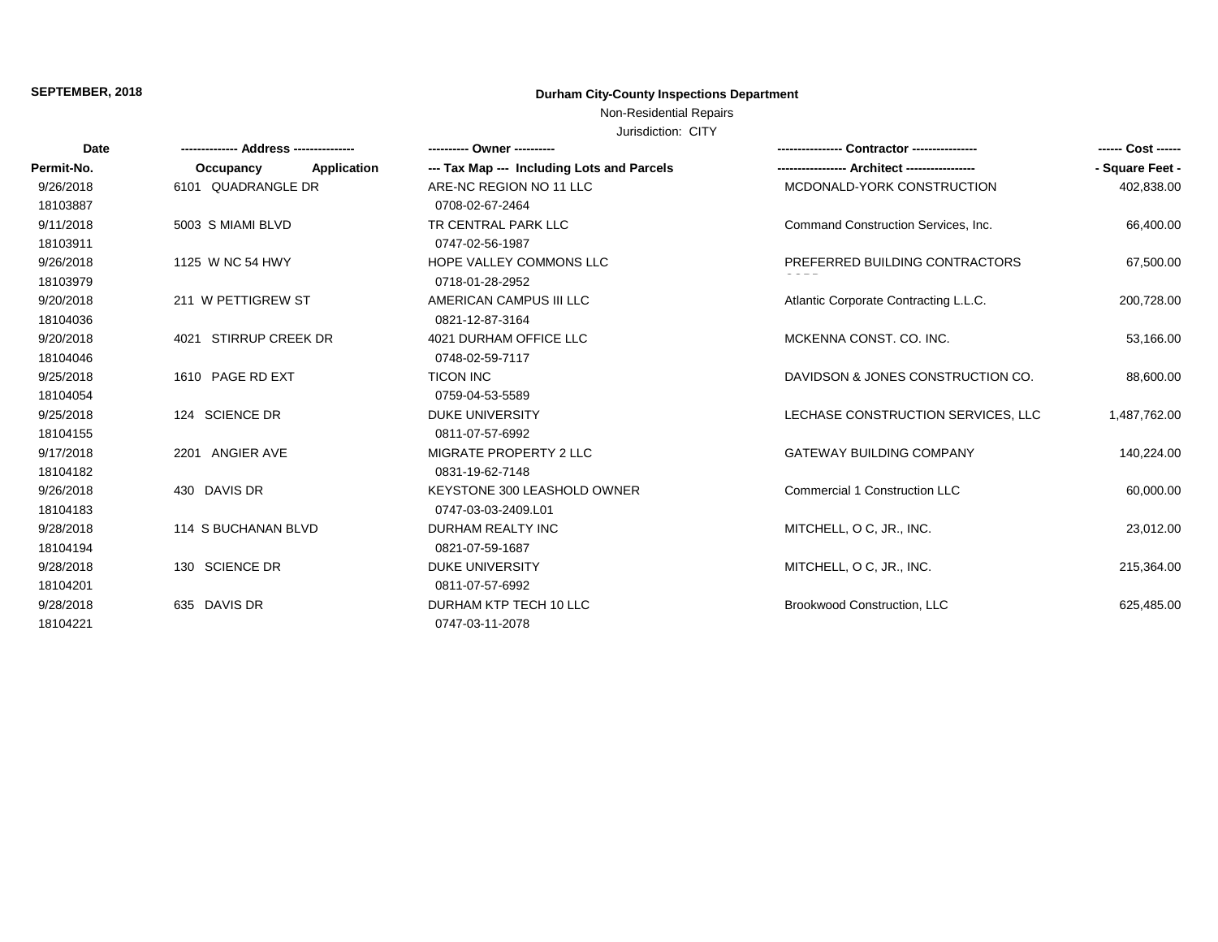**SEPTEMBER, 2018**

**Durham City-County Inspections Department**

Non-Residential Repairs

Jurisdiction: CITY

| Date / Permit-No. | Address / Occupancy Application | Owner / Tax Map --- Including Lots and Parcels | Contractor / Architect | Cost / Square Feet |
|---|---|---|---|---|
| 9/26/2018<br>18103887 | 6101 QUADRANGLE DR | ARE-NC REGION NO 11 LLC<br>0708-02-67-2464 | MCDONALD-YORK CONSTRUCTION | 402,838.00 |
| 9/11/2018<br>18103911 | 5003 S MIAMI BLVD | TR CENTRAL PARK LLC<br>0747-02-56-1987 | Command Construction Services, Inc. | 66,400.00 |
| 9/26/2018<br>18103979 | 1125 W NC 54 HWY | HOPE VALLEY COMMONS LLC<br>0718-01-28-2952 | PREFERRED BUILDING CONTRACTORS CORP | 67,500.00 |
| 9/20/2018<br>18104036 | 211 W PETTIGREW ST | AMERICAN CAMPUS III LLC<br>0821-12-87-3164 | Atlantic Corporate Contracting L.L.C. | 200,728.00 |
| 9/20/2018<br>18104046 | 4021 STIRRUP CREEK DR | 4021 DURHAM OFFICE LLC<br>0748-02-59-7117 | MCKENNA CONST. CO. INC. | 53,166.00 |
| 9/25/2018<br>18104054 | 1610 PAGE RD EXT | TICON INC<br>0759-04-53-5589 | DAVIDSON & JONES CONSTRUCTION CO. | 88,600.00 |
| 9/25/2018<br>18104155 | 124 SCIENCE DR | DUKE UNIVERSITY<br>0811-07-57-6992 | LECHASE CONSTRUCTION SERVICES, LLC | 1,487,762.00 |
| 9/17/2018<br>18104182 | 2201 ANGIER AVE | MIGRATE PROPERTY 2 LLC<br>0831-19-62-7148 | GATEWAY BUILDING COMPANY | 140,224.00 |
| 9/26/2018<br>18104183 | 430 DAVIS DR | KEYSTONE 300 LEASHOLD OWNER<br>0747-03-03-2409.L01 | Commercial 1 Construction LLC | 60,000.00 |
| 9/28/2018<br>18104194 | 114 S BUCHANAN BLVD | DURHAM REALTY INC<br>0821-07-59-1687 | MITCHELL, O C, JR., INC. | 23,012.00 |
| 9/28/2018<br>18104201 | 130 SCIENCE DR | DUKE UNIVERSITY<br>0811-07-57-6992 | MITCHELL, O C, JR., INC. | 215,364.00 |
| 9/28/2018<br>18104221 | 635 DAVIS DR | DURHAM KTP TECH 10 LLC<br>0747-03-11-2078 | Brookwood Construction, LLC | 625,485.00 |